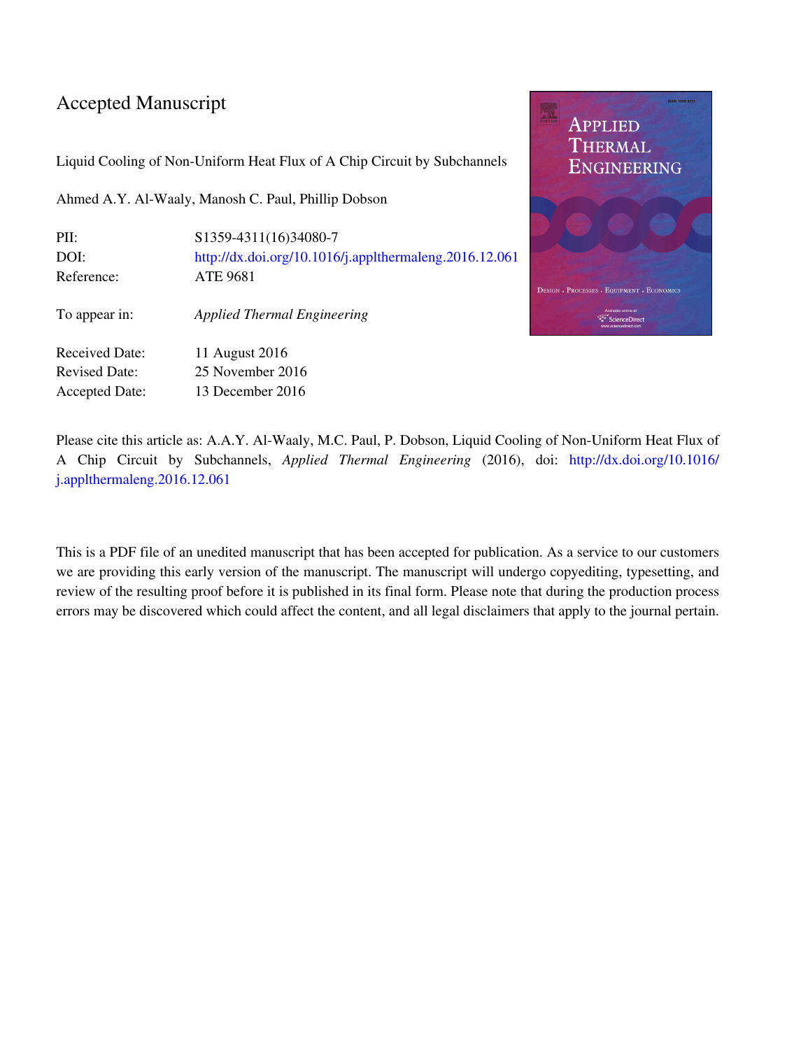# Accepted Manuscript

Liquid Cooling of Non-Uniform Heat Flux of A Chip Circuit by Subchannels

Ahmed A.Y. Al-Waaly, Manosh C. Paul, Phillip Dobson

| | |
|---|---|
| PII: | S1359-4311(16)34080-7 |
| DOI: | http://dx.doi.org/10.1016/j.applthermaleng.2016.12.061 |
| Reference: | ATE 9681 |
| To appear in: | *Applied Thermal Engineering* |
| Received Date: | 11 August 2016 |
| Revised Date: | 25 November 2016 |
| Accepted Date: | 13 December 2016 |

Please cite this article as: A.A.Y. Al-Waaly, M.C. Paul, P. Dobson, Liquid Cooling of Non-Uniform Heat Flux of A Chip Circuit by Subchannels, *Applied Thermal Engineering* (2016), doi: http://dx.doi.org/10.1016/j.applthermaleng.2016.12.061

This is a PDF file of an unedited manuscript that has been accepted for publication. As a service to our customers we are providing this early version of the manuscript. The manuscript will undergo copyediting, typesetting, and review of the resulting proof before it is published in its final form. Please note that during the production process errors may be discovered which could affect the content, and all legal disclaimers that apply to the journal pertain.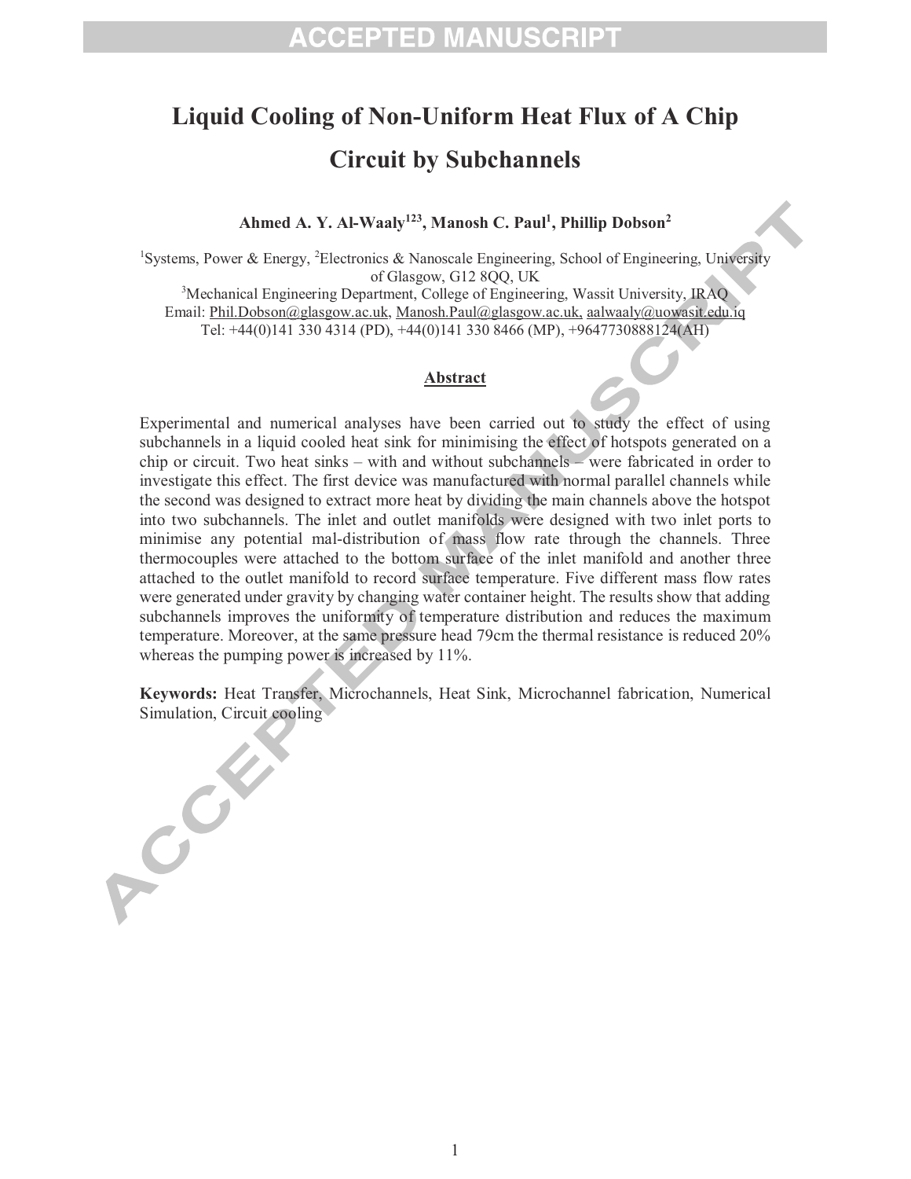# Liquid Cooling of Non-Uniform Heat Flux of A Chip Circuit by Subchannels

**Ahmed A. Y. Al-Waaly[123], Manosh C. Paul[1], Phillip Dobson[2]**

[1]Systems, Power & Energy, [2]Electronics & Nanoscale Engineering, School of Engineering, University of Glasgow, G12 8QQ, UK

[3]Mechanical Engineering Department, College of Engineering, Wassit University, IRAQ

Email: Phil.Dobson@glasgow.ac.uk, Manosh.Paul@glasgow.ac.uk, aalwaaly@uowasit.edu.iq

Tel: +44(0)141 330 4314 (PD), +44(0)141 330 8466 (MP), +9647730888124(AH)

## Abstract

Experimental and numerical analyses have been carried out to study the effect of using subchannels in a liquid cooled heat sink for minimising the effect of hotspots generated on a chip or circuit. Two heat sinks – with and without subchannels – were fabricated in order to investigate this effect. The first device was manufactured with normal parallel channels while the second was designed to extract more heat by dividing the main channels above the hotspot into two subchannels. The inlet and outlet manifolds were designed with two inlet ports to minimise any potential mal-distribution of mass flow rate through the channels. Three thermocouples were attached to the bottom surface of the inlet manifold and another three attached to the outlet manifold to record surface temperature. Five different mass flow rates were generated under gravity by changing water container height. The results show that adding subchannels improves the uniformity of temperature distribution and reduces the maximum temperature. Moreover, at the same pressure head 79cm the thermal resistance is reduced 20% whereas the pumping power is increased by 11%.

**Keywords:** Heat Transfer, Microchannels, Heat Sink, Microchannel fabrication, Numerical Simulation, Circuit cooling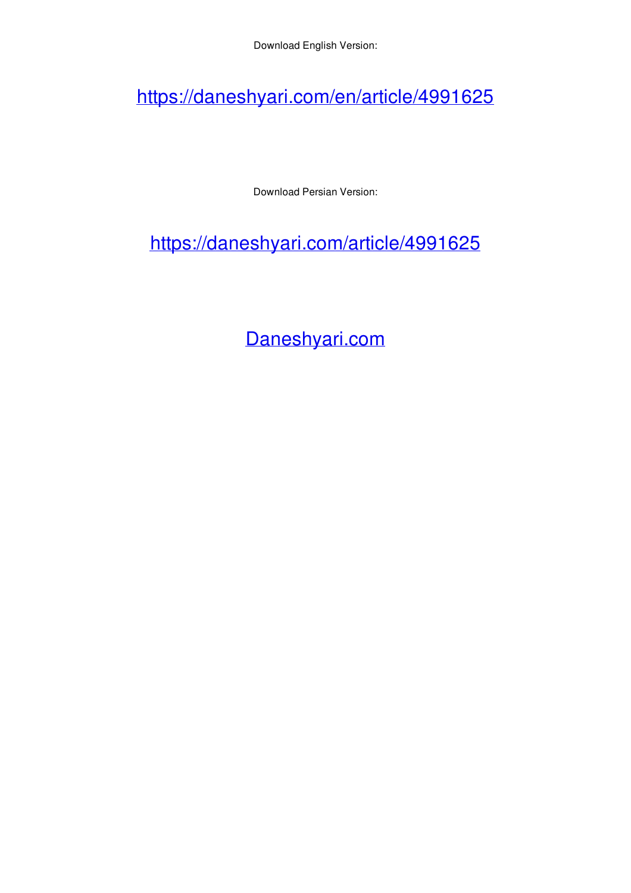Download English Version:

[https://daneshyari.com/en/article/4991625](https://daneshyari.com/en/article/4991625)

Download Persian Version:

[https://daneshyari.com/article/4991625](https://daneshyari.com/article/4991625)

[Daneshyari.com](https://daneshyari.com)